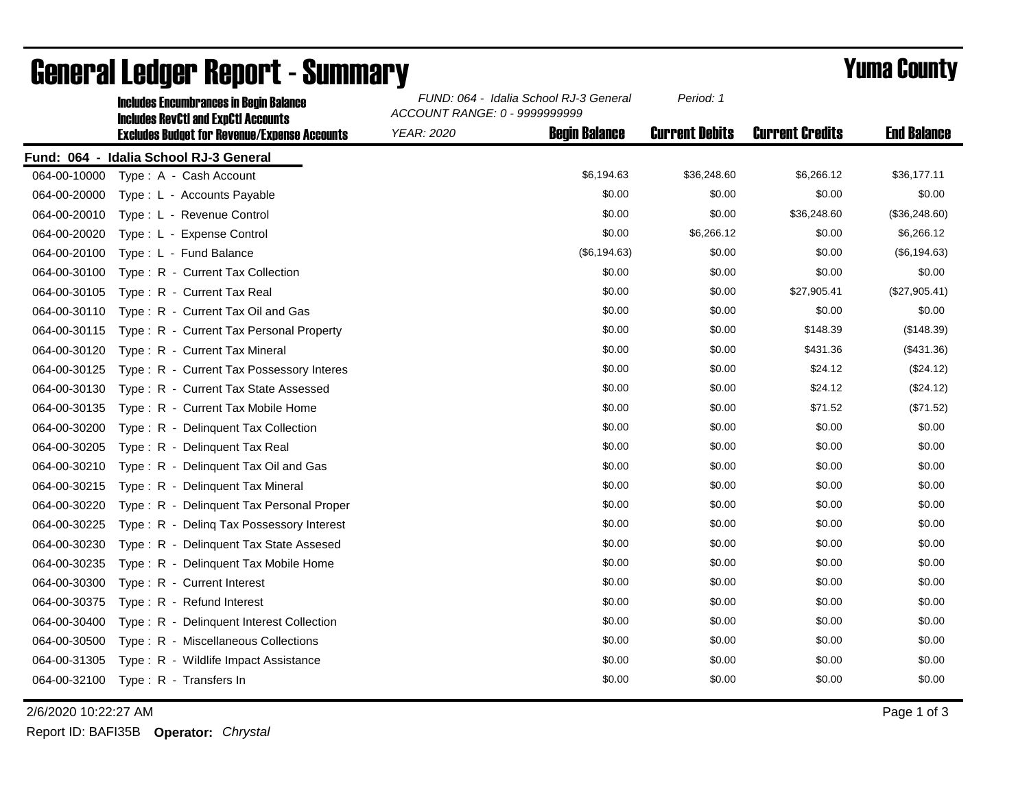# General Ledger Report - Summary

**Yuma County**

**Includes Encumbrances in Begin Balance**
**Includes RevCtl and ExpCtl Accounts**
**Excludes Budget for Revenue/Expense Accounts**

*FUND: 064 - Idalia School RJ-3 General*
*ACCOUNT RANGE: 0 - 9999999999*
*YEAR: 2020*
*Period: 1*

**Fund: 064 - Idalia School RJ-3 General**

| Account | Description | Begin Balance | Current Debits | Current Credits | End Balance |
|---|---|---|---|---|---|
| 064-00-10000 | Type : A - Cash Account | $6,194.63 | $36,248.60 | $6,266.12 | $36,177.11 |
| 064-00-20000 | Type : L - Accounts Payable | $0.00 | $0.00 | $0.00 | $0.00 |
| 064-00-20010 | Type : L - Revenue Control | $0.00 | $0.00 | $36,248.60 | ($36,248.60) |
| 064-00-20020 | Type : L - Expense Control | $0.00 | $6,266.12 | $0.00 | $6,266.12 |
| 064-00-20100 | Type : L - Fund Balance | ($6,194.63) | $0.00 | $0.00 | ($6,194.63) |
| 064-00-30100 | Type : R - Current Tax Collection | $0.00 | $0.00 | $0.00 | $0.00 |
| 064-00-30105 | Type : R - Current Tax Real | $0.00 | $0.00 | $27,905.41 | ($27,905.41) |
| 064-00-30110 | Type : R - Current Tax Oil and Gas | $0.00 | $0.00 | $0.00 | $0.00 |
| 064-00-30115 | Type : R - Current Tax Personal Property | $0.00 | $0.00 | $148.39 | ($148.39) |
| 064-00-30120 | Type : R - Current Tax Mineral | $0.00 | $0.00 | $431.36 | ($431.36) |
| 064-00-30125 | Type : R - Current Tax Possessory Interes | $0.00 | $0.00 | $24.12 | ($24.12) |
| 064-00-30130 | Type : R - Current Tax State Assessed | $0.00 | $0.00 | $24.12 | ($24.12) |
| 064-00-30135 | Type : R - Current Tax Mobile Home | $0.00 | $0.00 | $71.52 | ($71.52) |
| 064-00-30200 | Type : R - Delinquent Tax Collection | $0.00 | $0.00 | $0.00 | $0.00 |
| 064-00-30205 | Type : R - Delinquent Tax Real | $0.00 | $0.00 | $0.00 | $0.00 |
| 064-00-30210 | Type : R - Delinquent Tax Oil and Gas | $0.00 | $0.00 | $0.00 | $0.00 |
| 064-00-30215 | Type : R - Delinquent Tax Mineral | $0.00 | $0.00 | $0.00 | $0.00 |
| 064-00-30220 | Type : R - Delinquent Tax Personal Proper | $0.00 | $0.00 | $0.00 | $0.00 |
| 064-00-30225 | Type : R - Delinq Tax Possessory Interest | $0.00 | $0.00 | $0.00 | $0.00 |
| 064-00-30230 | Type : R - Delinquent Tax State Assesed | $0.00 | $0.00 | $0.00 | $0.00 |
| 064-00-30235 | Type : R - Delinquent Tax Mobile Home | $0.00 | $0.00 | $0.00 | $0.00 |
| 064-00-30300 | Type : R - Current Interest | $0.00 | $0.00 | $0.00 | $0.00 |
| 064-00-30375 | Type : R - Refund Interest | $0.00 | $0.00 | $0.00 | $0.00 |
| 064-00-30400 | Type : R - Delinquent Interest Collection | $0.00 | $0.00 | $0.00 | $0.00 |
| 064-00-30500 | Type : R - Miscellaneous Collections | $0.00 | $0.00 | $0.00 | $0.00 |
| 064-00-31305 | Type : R - Wildlife Impact Assistance | $0.00 | $0.00 | $0.00 | $0.00 |
| 064-00-32100 | Type : R - Transfers In | $0.00 | $0.00 | $0.00 | $0.00 |

2/6/2020 10:22:27 AM

Report ID: BAFI35B **Operator:** *Chrystal*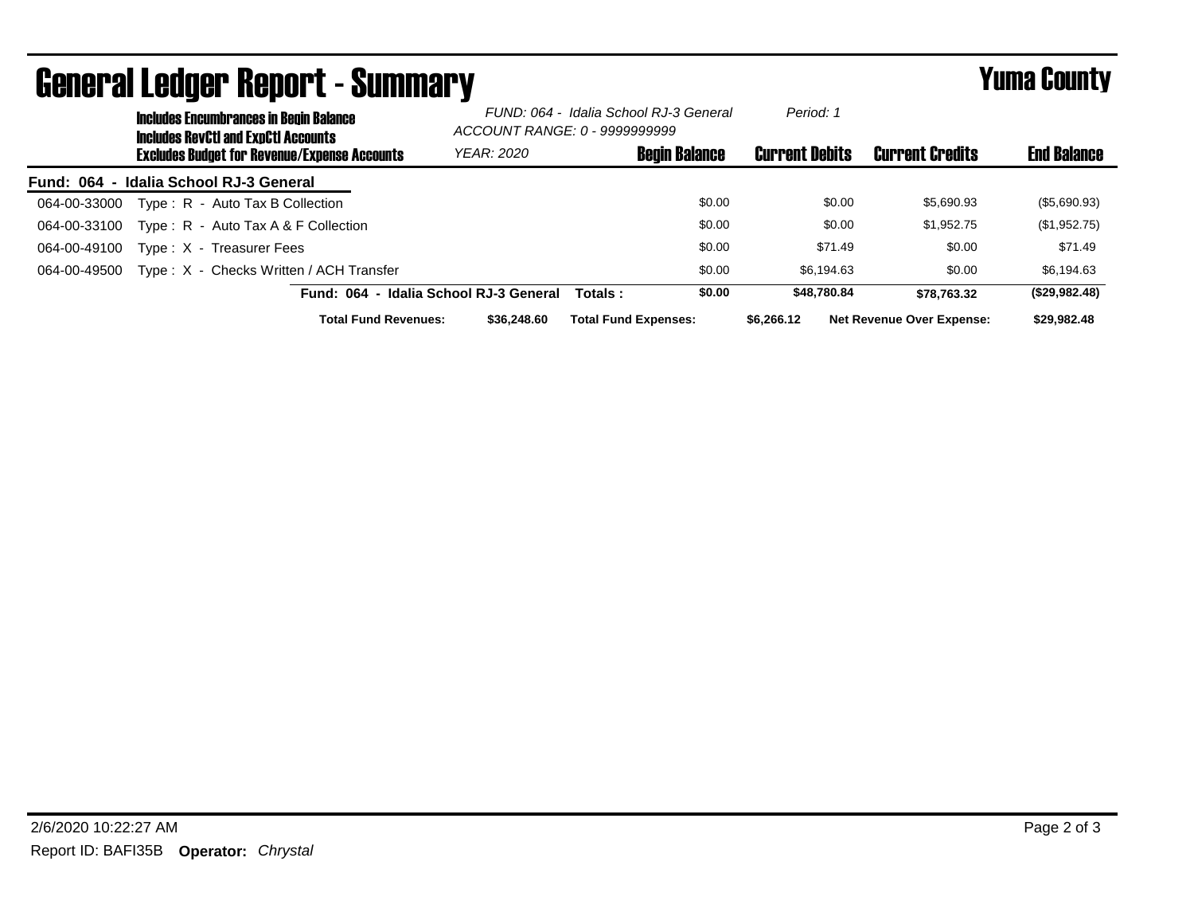# General Ledger Report - Summary

**Yuma County**

**Includes Encumbrances in Begin Balance**
**Includes RevCtl and ExpCtl Accounts**
**Excludes Budget for Revenue/Expense Accounts**

*FUND: 064 - Idalia School RJ-3 General*
*ACCOUNT RANGE: 0 - 9999999999*
*YEAR: 2020*
*Period: 1*

| | | Begin Balance | Current Debits | Current Credits | End Balance |
|---|---|---|---|---|---|
| **Fund: 064 - Idalia School RJ-3 General** | | | | | |
| 064-00-33000 | Type : R - Auto Tax B Collection | $0.00 | $0.00 | $5,690.93 | ($5,690.93) |
| 064-00-33100 | Type : R - Auto Tax A & F Collection | $0.00 | $0.00 | $1,952.75 | ($1,952.75) |
| 064-00-49100 | Type : X - Treasurer Fees | $0.00 | $71.49 | $0.00 | $71.49 |
| 064-00-49500 | Type : X - Checks Written / ACH Transfer | $0.00 | $6,194.63 | $0.00 | $6,194.63 |
| | **Fund: 064 - Idalia School RJ-3 General Totals :** | **$0.00** | **$48,780.84** | **$78,763.32** | **($29,982.48)** |

**Total Fund Revenues:** **$36,248.60** **Total Fund Expenses:** **$6,266.12** **Net Revenue Over Expense:** **$29,982.48**

2/6/2020 10:22:27 AM

Report ID: BAFI35B **Operator:** *Chrystal*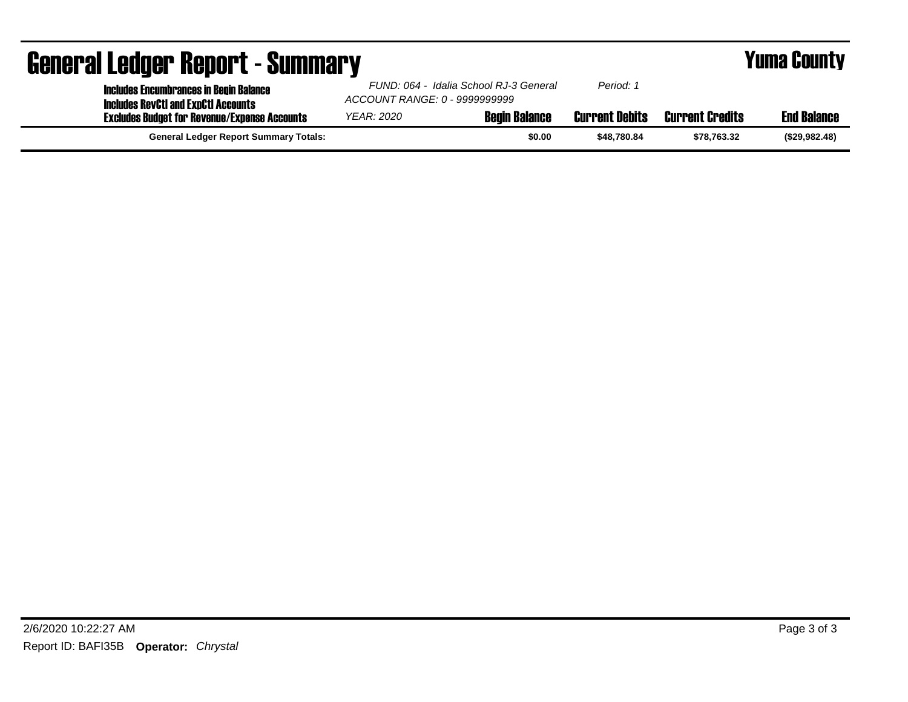# General Ledger Report - Summary

**Yuma County**

**Includes Encumbrances in Begin Balance**
**Includes RevCtl and ExpCtl Accounts**
**Excludes Budget for Revenue/Expense Accounts**

*FUND: 064 - Idalia School RJ-3 General*
*ACCOUNT RANGE: 0 - 9999999999*
*YEAR: 2020*
*Period: 1*

| | Begin Balance | Current Debits | Current Credits | End Balance |
|---|---|---|---|---|
| **General Ledger Report Summary Totals:** | **$0.00** | **$48,780.84** | **$78,763.32** | **($29,982.48)** |

2/6/2020 10:22:27 AM

Report ID: BAFI35B **Operator:** *Chrystal*